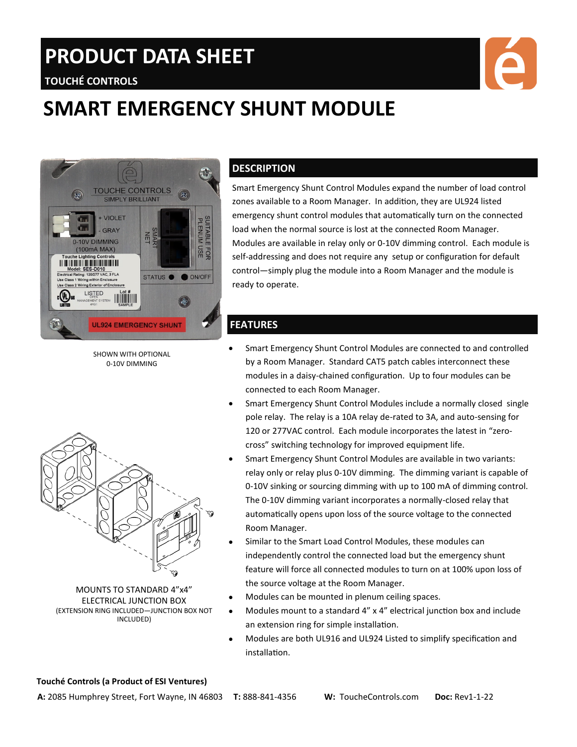# PRODUCT DATA SHEET

TOUCHÉ CONTROLS

# SMART EMERGENCY SHUNT MODULE

SHOWN WITH OPTIONAL 0-10V DIMMING

MOUNTS TO STANDARD 4"x4" ELECTRICAL JUNCTION BOX
(EXTENSION RING INCLUDED—JUNCTION BOX NOT INCLUDED)

## DESCRIPTION

Smart Emergency Shunt Control Modules expand the number of load control zones available to a Room Manager. In addition, they are UL924 listed emergency shunt control modules that automatically turn on the connected load when the normal source is lost at the connected Room Manager. Modules are available in relay only or 0-10V dimming control. Each module is self-addressing and does not require any setup or configuration for default control—simply plug the module into a Room Manager and the module is ready to operate.

## FEATURES

- Smart Emergency Shunt Control Modules are connected to and controlled by a Room Manager. Standard CAT5 patch cables interconnect these modules in a daisy-chained configuration. Up to four modules can be connected to each Room Manager.
- Smart Emergency Shunt Control Modules include a normally closed single pole relay. The relay is a 10A relay de-rated to 3A, and auto-sensing for 120 or 277VAC control. Each module incorporates the latest in "zero-cross" switching technology for improved equipment life.
- Smart Emergency Shunt Control Modules are available in two variants: relay only or relay plus 0-10V dimming. The dimming variant is capable of 0-10V sinking or sourcing dimming with up to 100 mA of dimming control. The 0-10V dimming variant incorporates a normally-closed relay that automatically opens upon loss of the source voltage to the connected Room Manager.
- Similar to the Smart Load Control Modules, these modules can independently control the connected load but the emergency shunt feature will force all connected modules to turn on at 100% upon loss of the source voltage at the Room Manager.
- Modules can be mounted in plenum ceiling spaces.
- Modules mount to a standard 4" x 4" electrical junction box and include an extension ring for simple installation.
- Modules are both UL916 and UL924 Listed to simplify specification and installation.

**Touché Controls (a Product of ESI Ventures)**

**A:** 2085 Humphrey Street, Fort Wayne, IN 46803 **T:** 888-841-4356 **W:** ToucheControls.com **Doc:** Rev1-1-22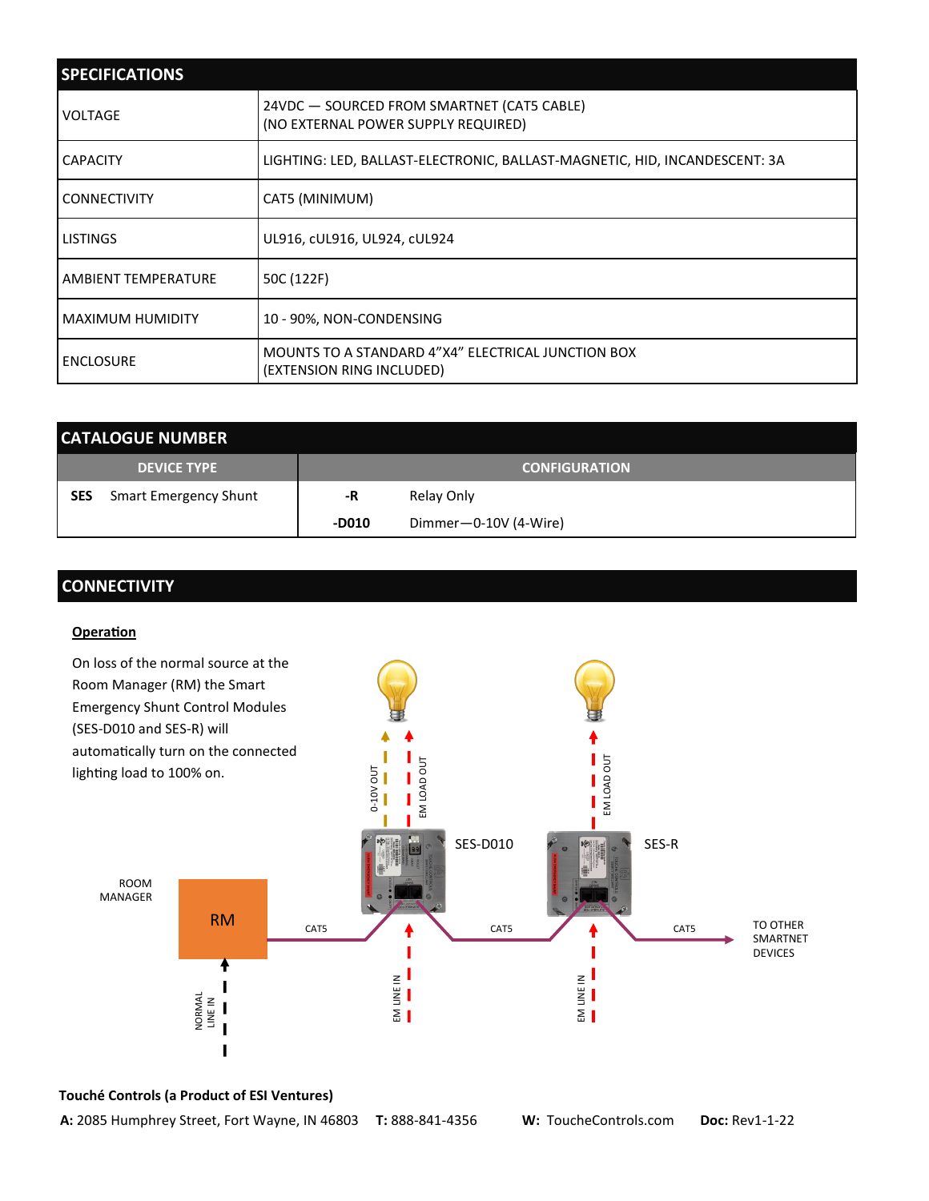## SPECIFICATIONS

| | |
|---|---|
| VOLTAGE | 24VDC — SOURCED FROM SMARTNET (CAT5 CABLE)<br>(NO EXTERNAL POWER SUPPLY REQUIRED) |
| CAPACITY | LIGHTING: LED, BALLAST-ELECTRONIC, BALLAST-MAGNETIC, HID, INCANDESCENT: 3A |
| CONNECTIVITY | CAT5 (MINIMUM) |
| LISTINGS | UL916, cUL916, UL924, cUL924 |
| AMBIENT TEMPERATURE | 50C (122F) |
| MAXIMUM HUMIDITY | 10 - 90%, NON-CONDENSING |
| ENCLOSURE | MOUNTS TO A STANDARD 4"X4" ELECTRICAL JUNCTION BOX<br>(EXTENSION RING INCLUDED) |

## CATALOGUE NUMBER

| DEVICE TYPE | | CONFIGURATION | |
|---|---|---|---|
| **SES** | Smart Emergency Shunt | **-R** | Relay Only |
| | | **-D010** | Dimmer—0-10V (4-Wire) |

## CONNECTIVITY

**Operation**

On loss of the normal source at the Room Manager (RM) the Smart Emergency Shunt Control Modules (SES-D010 and SES-R) will automatically turn on the connected lighting load to 100% on.

0-10V OUT
EM LOAD OUT
EM LOAD OUT
SES-D010
SES-R
ROOM MANAGER
RM
CAT5
CAT5
CAT5
TO OTHER SMARTNET DEVICES
NORMAL LINE IN
EM LINE IN
EM LINE IN

**Touché Controls (a Product of ESI Ventures)**

**A:** 2085 Humphrey Street, Fort Wayne, IN 46803 **T:** 888-841-4356 **W:** ToucheControls.com **Doc:** Rev1-1-22